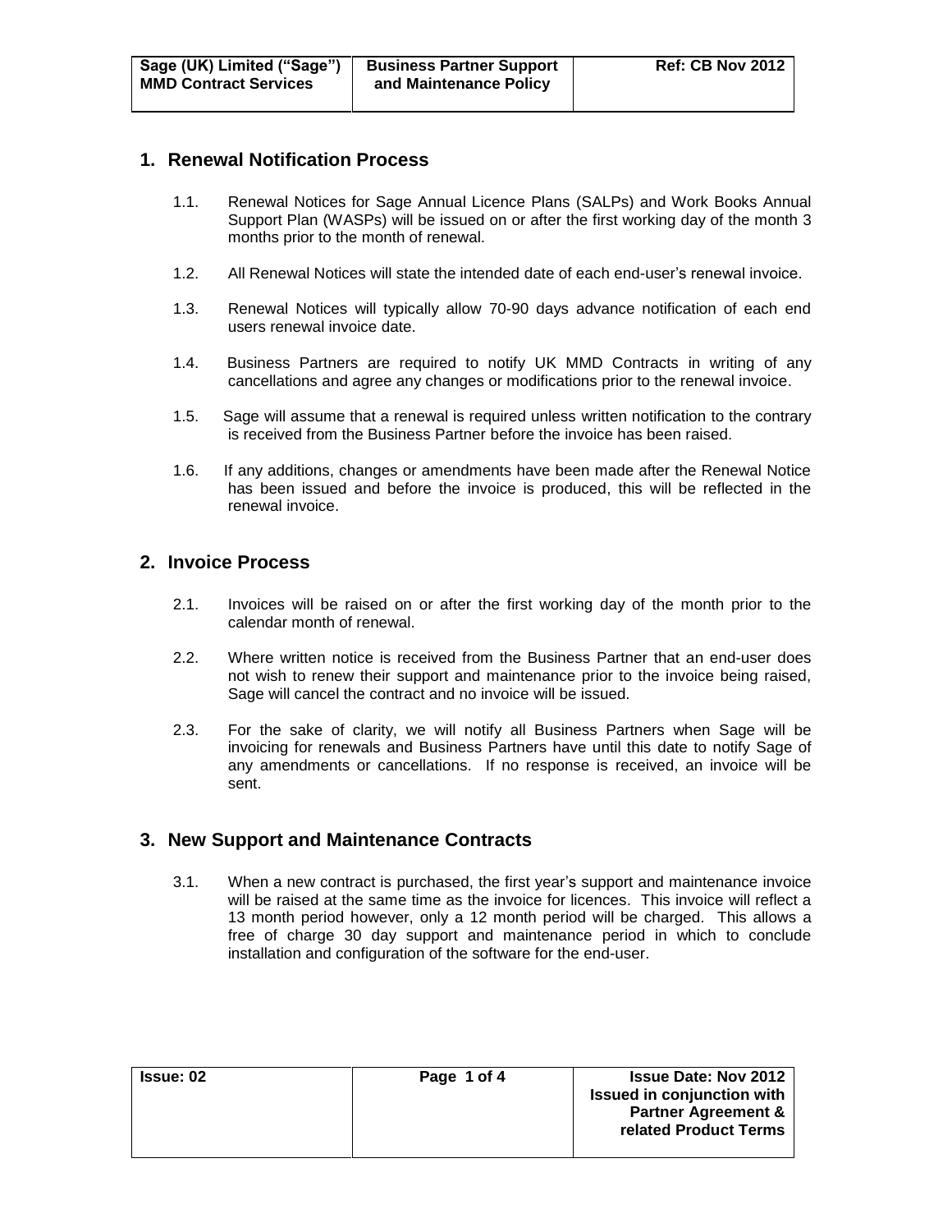## 1. Renewal Notification Process

1.1. Renewal Notices for Sage Annual Licence Plans (SALPs) and Work Books Annual Support Plan (WASPs) will be issued on or after the first working day of the month 3 months prior to the month of renewal.

1.2. All Renewal Notices will state the intended date of each end-user's renewal invoice.

1.3. Renewal Notices will typically allow 70-90 days advance notification of each end users renewal invoice date.

1.4. Business Partners are required to notify UK MMD Contracts in writing of any cancellations and agree any changes or modifications prior to the renewal invoice.

1.5. Sage will assume that a renewal is required unless written notification to the contrary is received from the Business Partner before the invoice has been raised.

1.6. If any additions, changes or amendments have been made after the Renewal Notice has been issued and before the invoice is produced, this will be reflected in the renewal invoice.

## 2. Invoice Process

2.1. Invoices will be raised on or after the first working day of the month prior to the calendar month of renewal.

2.2. Where written notice is received from the Business Partner that an end-user does not wish to renew their support and maintenance prior to the invoice being raised, Sage will cancel the contract and no invoice will be issued.

2.3. For the sake of clarity, we will notify all Business Partners when Sage will be invoicing for renewals and Business Partners have until this date to notify Sage of any amendments or cancellations. If no response is received, an invoice will be sent.

## 3. New Support and Maintenance Contracts

3.1. When a new contract is purchased, the first year's support and maintenance invoice will be raised at the same time as the invoice for licences. This invoice will reflect a 13 month period however, only a 12 month period will be charged. This allows a free of charge 30 day support and maintenance period in which to conclude installation and configuration of the software for the end-user.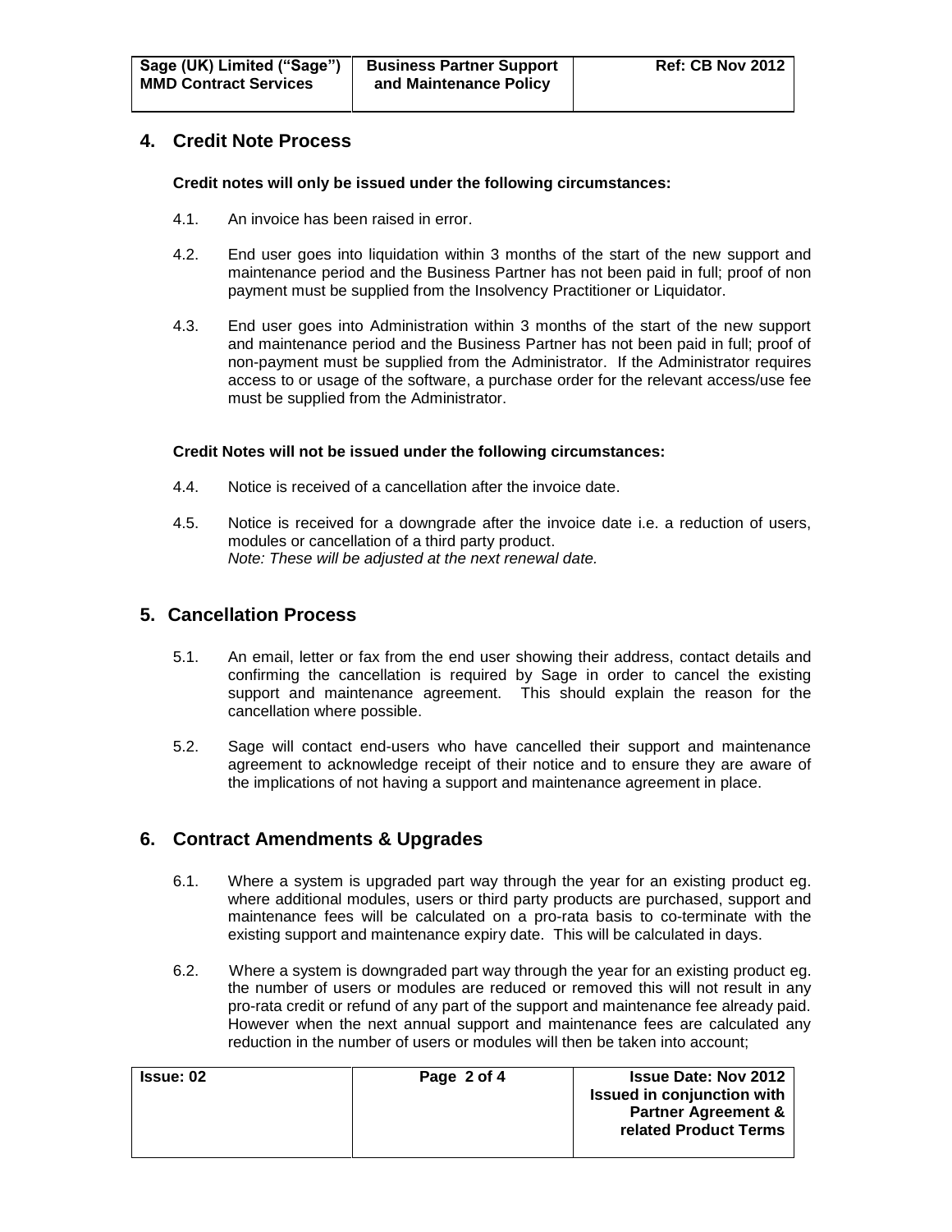## 4. Credit Note Process

**Credit notes will only be issued under the following circumstances:**

4.1. An invoice has been raised in error.

4.2. End user goes into liquidation within 3 months of the start of the new support and maintenance period and the Business Partner has not been paid in full; proof of non payment must be supplied from the Insolvency Practitioner or Liquidator.

4.3. End user goes into Administration within 3 months of the start of the new support and maintenance period and the Business Partner has not been paid in full; proof of non-payment must be supplied from the Administrator. If the Administrator requires access to or usage of the software, a purchase order for the relevant access/use fee must be supplied from the Administrator.

**Credit Notes will not be issued under the following circumstances:**

4.4. Notice is received of a cancellation after the invoice date.

4.5. Notice is received for a downgrade after the invoice date i.e. a reduction of users, modules or cancellation of a third party product.
*Note: These will be adjusted at the next renewal date.*

## 5. Cancellation Process

5.1. An email, letter or fax from the end user showing their address, contact details and confirming the cancellation is required by Sage in order to cancel the existing support and maintenance agreement. This should explain the reason for the cancellation where possible.

5.2. Sage will contact end-users who have cancelled their support and maintenance agreement to acknowledge receipt of their notice and to ensure they are aware of the implications of not having a support and maintenance agreement in place.

## 6. Contract Amendments & Upgrades

6.1. Where a system is upgraded part way through the year for an existing product eg. where additional modules, users or third party products are purchased, support and maintenance fees will be calculated on a pro-rata basis to co-terminate with the existing support and maintenance expiry date. This will be calculated in days.

6.2. Where a system is downgraded part way through the year for an existing product eg. the number of users or modules are reduced or removed this will not result in any pro-rata credit or refund of any part of the support and maintenance fee already paid. However when the next annual support and maintenance fees are calculated any reduction in the number of users or modules will then be taken into account;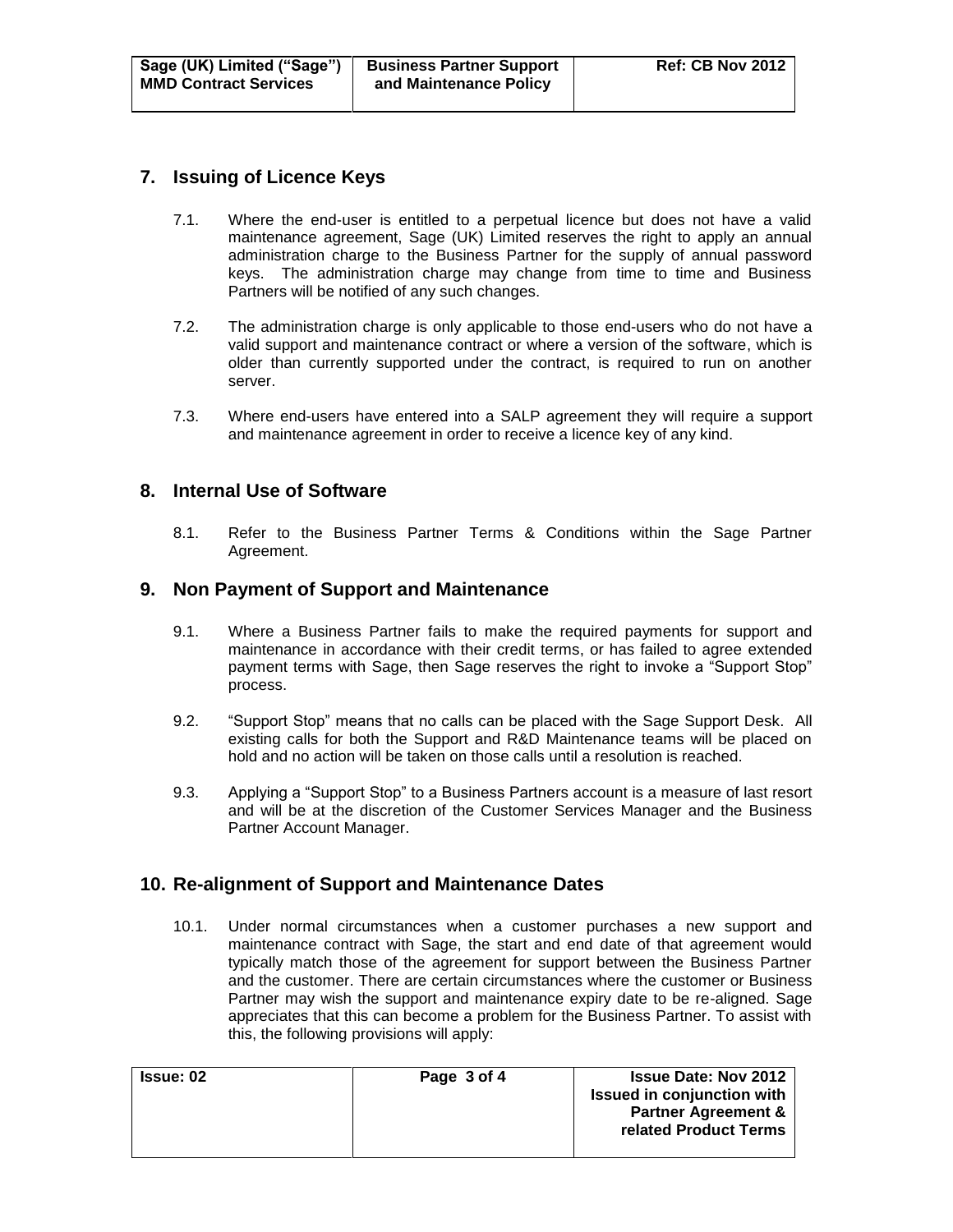## 7. Issuing of Licence Keys

7.1. Where the end-user is entitled to a perpetual licence but does not have a valid maintenance agreement, Sage (UK) Limited reserves the right to apply an annual administration charge to the Business Partner for the supply of annual password keys. The administration charge may change from time to time and Business Partners will be notified of any such changes.

7.2. The administration charge is only applicable to those end-users who do not have a valid support and maintenance contract or where a version of the software, which is older than currently supported under the contract, is required to run on another server.

7.3. Where end-users have entered into a SALP agreement they will require a support and maintenance agreement in order to receive a licence key of any kind.

## 8. Internal Use of Software

8.1. Refer to the Business Partner Terms & Conditions within the Sage Partner Agreement.

## 9. Non Payment of Support and Maintenance

9.1. Where a Business Partner fails to make the required payments for support and maintenance in accordance with their credit terms, or has failed to agree extended payment terms with Sage, then Sage reserves the right to invoke a "Support Stop" process.

9.2. "Support Stop" means that no calls can be placed with the Sage Support Desk. All existing calls for both the Support and R&D Maintenance teams will be placed on hold and no action will be taken on those calls until a resolution is reached.

9.3. Applying a "Support Stop" to a Business Partners account is a measure of last resort and will be at the discretion of the Customer Services Manager and the Business Partner Account Manager.

## 10. Re-alignment of Support and Maintenance Dates

10.1. Under normal circumstances when a customer purchases a new support and maintenance contract with Sage, the start and end date of that agreement would typically match those of the agreement for support between the Business Partner and the customer. There are certain circumstances where the customer or Business Partner may wish the support and maintenance expiry date to be re-aligned. Sage appreciates that this can become a problem for the Business Partner. To assist with this, the following provisions will apply: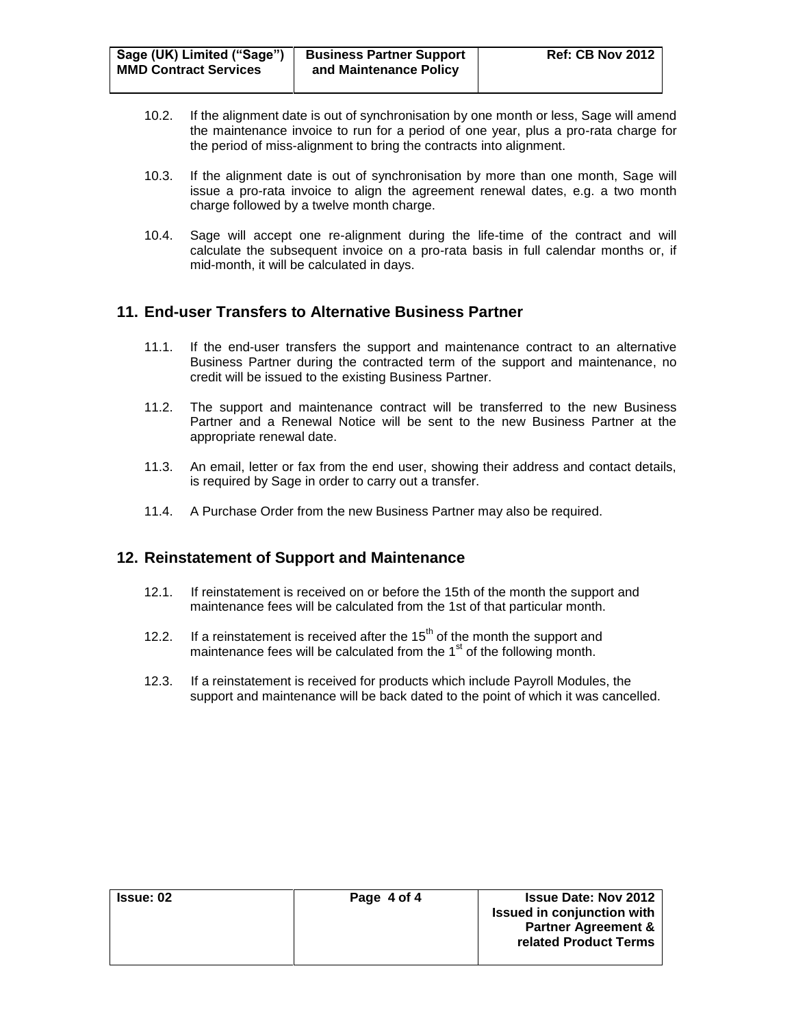10.2. If the alignment date is out of synchronisation by one month or less, Sage will amend the maintenance invoice to run for a period of one year, plus a pro-rata charge for the period of miss-alignment to bring the contracts into alignment.

10.3. If the alignment date is out of synchronisation by more than one month, Sage will issue a pro-rata invoice to align the agreement renewal dates, e.g. a two month charge followed by a twelve month charge.

10.4. Sage will accept one re-alignment during the life-time of the contract and will calculate the subsequent invoice on a pro-rata basis in full calendar months or, if mid-month, it will be calculated in days.

## 11. End-user Transfers to Alternative Business Partner

11.1. If the end-user transfers the support and maintenance contract to an alternative Business Partner during the contracted term of the support and maintenance, no credit will be issued to the existing Business Partner.

11.2. The support and maintenance contract will be transferred to the new Business Partner and a Renewal Notice will be sent to the new Business Partner at the appropriate renewal date.

11.3. An email, letter or fax from the end user, showing their address and contact details, is required by Sage in order to carry out a transfer.

11.4. A Purchase Order from the new Business Partner may also be required.

## 12. Reinstatement of Support and Maintenance

12.1. If reinstatement is received on or before the 15th of the month the support and maintenance fees will be calculated from the 1st of that particular month.

12.2. If a reinstatement is received after the 15th of the month the support and maintenance fees will be calculated from the 1st of the following month.

12.3. If a reinstatement is received for products which include Payroll Modules, the support and maintenance will be back dated to the point of which it was cancelled.